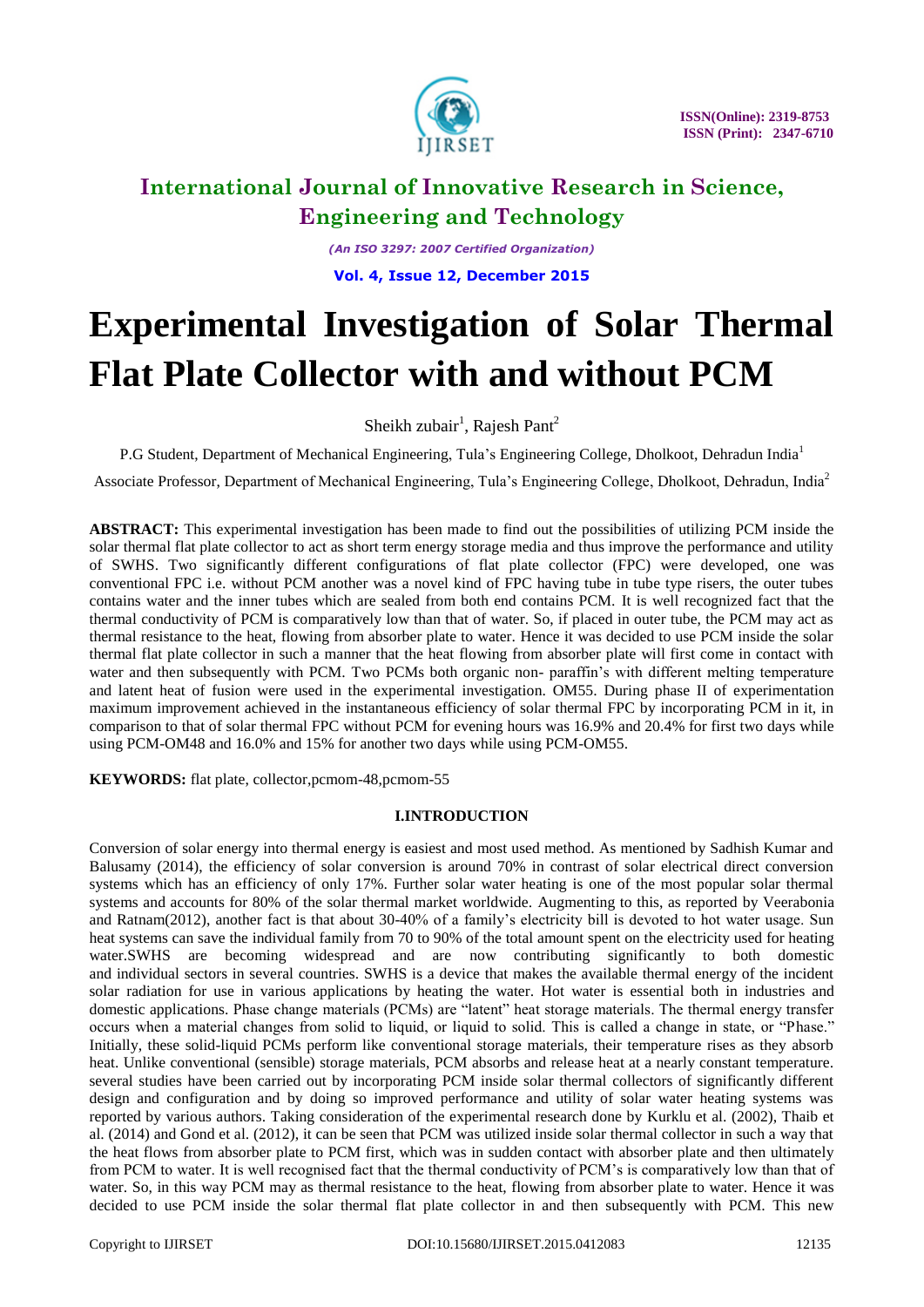# Experimental Investigation of Solar Thermal Flat Plate Collector with and without PCM

Sheikh zubair[1], Rajesh Pant[2]

P.G Student, Department of Mechanical Engineering, Tula's Engineering College, Dholkoot, Dehradun India[1]

Associate Professor, Department of Mechanical Engineering, Tula's Engineering College, Dholkoot, Dehradun, India[2]

**ABSTRACT:** This experimental investigation has been made to find out the possibilities of utilizing PCM inside the solar thermal flat plate collector to act as short term energy storage media and thus improve the performance and utility of SWHS. Two significantly different configurations of flat plate collector (FPC) were developed, one was conventional FPC i.e. without PCM another was a novel kind of FPC having tube in tube type risers, the outer tubes contains water and the inner tubes which are sealed from both end contains PCM. It is well recognized fact that the thermal conductivity of PCM is comparatively low than that of water. So, if placed in outer tube, the PCM may act as thermal resistance to the heat, flowing from absorber plate to water. Hence it was decided to use PCM inside the solar thermal flat plate collector in such a manner that the heat flowing from absorber plate will first come in contact with water and then subsequently with PCM. Two PCMs both organic non- paraffin's with different melting temperature and latent heat of fusion were used in the experimental investigation. OM55. During phase II of experimentation maximum improvement achieved in the instantaneous efficiency of solar thermal FPC by incorporating PCM in it, in comparison to that of solar thermal FPC without PCM for evening hours was 16.9% and 20.4% for first two days while using PCM-OM48 and 16.0% and 15% for another two days while using PCM-OM55.

**KEYWORDS:** flat plate, collector,pcmom-48,pcmom-55

## I.INTRODUCTION

Conversion of solar energy into thermal energy is easiest and most used method. As mentioned by Sadhish Kumar and Balusamy (2014), the efficiency of solar conversion is around 70% in contrast of solar electrical direct conversion systems which has an efficiency of only 17%. Further solar water heating is one of the most popular solar thermal systems and accounts for 80% of the solar thermal market worldwide. Augmenting to this, as reported by Veerabonia and Ratnam(2012), another fact is that about 30-40% of a family's electricity bill is devoted to hot water usage. Sun heat systems can save the individual family from 70 to 90% of the total amount spent on the electricity used for heating water.SWHS are becoming widespread and are now contributing significantly to both domestic and individual sectors in several countries. SWHS is a device that makes the available thermal energy of the incident solar radiation for use in various applications by heating the water. Hot water is essential both in industries and domestic applications. Phase change materials (PCMs) are "latent" heat storage materials. The thermal energy transfer occurs when a material changes from solid to liquid, or liquid to solid. This is called a change in state, or "Phase." Initially, these solid-liquid PCMs perform like conventional storage materials, their temperature rises as they absorb heat. Unlike conventional (sensible) storage materials, PCM absorbs and release heat at a nearly constant temperature. several studies have been carried out by incorporating PCM inside solar thermal collectors of significantly different design and configuration and by doing so improved performance and utility of solar water heating systems was reported by various authors. Taking consideration of the experimental research done by Kurklu et al. (2002), Thaib et al. (2014) and Gond et al. (2012), it can be seen that PCM was utilized inside solar thermal collector in such a way that the heat flows from absorber plate to PCM first, which was in sudden contact with absorber plate and then ultimately from PCM to water. It is well recognised fact that the thermal conductivity of PCM's is comparatively low than that of water. So, in this way PCM may as thermal resistance to the heat, flowing from absorber plate to water. Hence it was decided to use PCM inside the solar thermal flat plate collector in and then subsequently with PCM. This new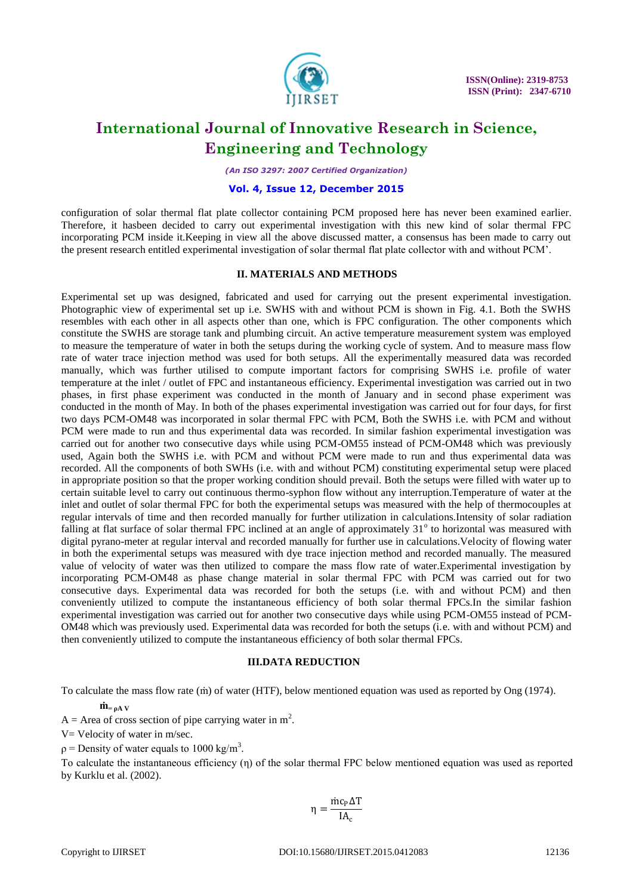configuration of solar thermal flat plate collector containing PCM proposed here has never been examined earlier. Therefore, it hasbeen decided to carry out experimental investigation with this new kind of solar thermal FPC incorporating PCM inside it.Keeping in view all the above discussed matter, a consensus has been made to carry out the present research entitled experimental investigation of solar thermal flat plate collector with and without PCM'.

## II. MATERIALS AND METHODS

Experimental set up was designed, fabricated and used for carrying out the present experimental investigation. Photographic view of experimental set up i.e. SWHS with and without PCM is shown in Fig. 4.1. Both the SWHS resembles with each other in all aspects other than one, which is FPC configuration. The other components which constitute the SWHS are storage tank and plumbing circuit. An active temperature measurement system was employed to measure the temperature of water in both the setups during the working cycle of system. And to measure mass flow rate of water trace injection method was used for both setups. All the experimentally measured data was recorded manually, which was further utilised to compute important factors for comprising SWHS i.e. profile of water temperature at the inlet / outlet of FPC and instantaneous efficiency. Experimental investigation was carried out in two phases, in first phase experiment was conducted in the month of January and in second phase experiment was conducted in the month of May. In both of the phases experimental investigation was carried out for four days, for first two days PCM-OM48 was incorporated in solar thermal FPC with PCM, Both the SWHS i.e. with PCM and without PCM were made to run and thus experimental data was recorded. In similar fashion experimental investigation was carried out for another two consecutive days while using PCM-OM55 instead of PCM-OM48 which was previously used, Again both the SWHS i.e. with PCM and without PCM were made to run and thus experimental data was recorded. All the components of both SWHs (i.e. with and without PCM) constituting experimental setup were placed in appropriate position so that the proper working condition should prevail. Both the setups were filled with water up to certain suitable level to carry out continuous thermo-syphon flow without any interruption.Temperature of water at the inlet and outlet of solar thermal FPC for both the experimental setups was measured with the help of thermocouples at regular intervals of time and then recorded manually for further utilization in calculations.Intensity of solar radiation falling at flat surface of solar thermal FPC inclined at an angle of approximately 31$^{o}$ to horizontal was measured with digital pyrano-meter at regular interval and recorded manually for further use in calculations.Velocity of flowing water in both the experimental setups was measured with dye trace injection method and recorded manually. The measured value of velocity of water was then utilized to compare the mass flow rate of water.Experimental investigation by incorporating PCM-OM48 as phase change material in solar thermal FPC with PCM was carried out for two consecutive days. Experimental data was recorded for both the setups (i.e. with and without PCM) and then conveniently utilized to compute the instantaneous efficiency of both solar thermal FPCs.In the similar fashion experimental investigation was carried out for another two consecutive days while using PCM-OM55 instead of PCM-OM48 which was previously used. Experimental data was recorded for both the setups (i.e. with and without PCM) and then conveniently utilized to compute the instantaneous efficiency of both solar thermal FPCs.

## III.DATA REDUCTION

To calculate the mass flow rate ($\dot{m}$) of water (HTF), below mentioned equation was used as reported by Ong (1974).

$$\dot{m} = \rho A V$$

A = Area of cross section of pipe carrying water in m$^{2}$.

V= Velocity of water in m/sec.

ρ = Density of water equals to 1000 kg/m$^{3}$.

To calculate the instantaneous efficiency (η) of the solar thermal FPC below mentioned equation was used as reported by Kurklu et al. (2002).

$$\eta = \frac{\dot{m} c_P \Delta T}{I A_c}$$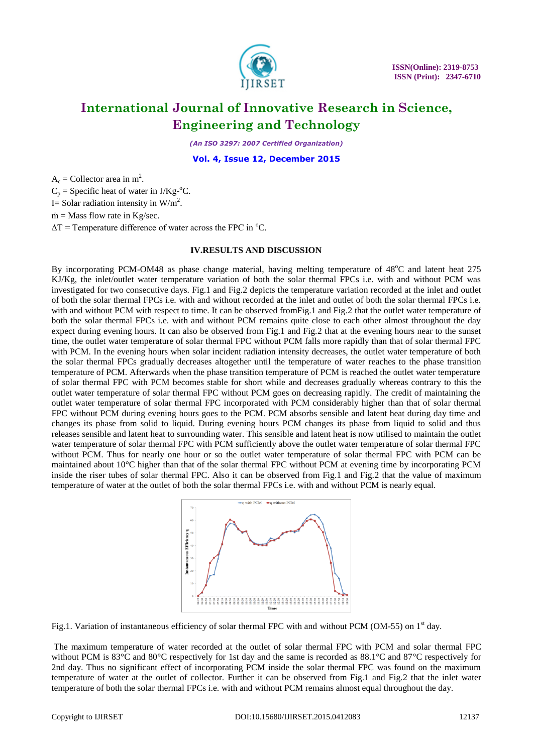$A_c$ = Collector area in $m^2$.

$C_p$ = Specific heat of water in J/Kg-$^oC$.

I= Solar radiation intensity in $W/m^2$.

$\dot{m}$ = Mass flow rate in Kg/sec.

$\Delta T$ = Temperature difference of water across the FPC in $^oC$.

## IV.RESULTS AND DISCUSSION

By incorporating PCM-OM48 as phase change material, having melting temperature of 48$^oC$ and latent heat 275 KJ/Kg, the inlet/outlet water temperature variation of both the solar thermal FPCs i.e. with and without PCM was investigated for two consecutive days. Fig.1 and Fig.2 depicts the temperature variation recorded at the inlet and outlet of both the solar thermal FPCs i.e. with and without recorded at the inlet and outlet of both the solar thermal FPCs i.e. with and without PCM with respect to time. It can be observed fromFig.1 and Fig.2 that the outlet water temperature of both the solar thermal FPCs i.e. with and without PCM remains quite close to each other almost throughout the day expect during evening hours. It can also be observed from Fig.1 and Fig.2 that at the evening hours near to the sunset time, the outlet water temperature of solar thermal FPC without PCM falls more rapidly than that of solar thermal FPC with PCM. In the evening hours when solar incident radiation intensity decreases, the outlet water temperature of both the solar thermal FPCs gradually decreases altogether until the temperature of water reaches to the phase transition temperature of PCM. Afterwards when the phase transition temperature of PCM is reached the outlet water temperature of solar thermal FPC with PCM becomes stable for short while and decreases gradually whereas contrary to this the outlet water temperature of solar thermal FPC without PCM goes on decreasing rapidly. The credit of maintaining the outlet water temperature of solar thermal FPC incorporated with PCM considerably higher than that of solar thermal FPC without PCM during evening hours goes to the PCM. PCM absorbs sensible and latent heat during day time and changes its phase from solid to liquid. During evening hours PCM changes its phase from liquid to solid and thus releases sensible and latent heat to surrounding water. This sensible and latent heat is now utilised to maintain the outlet water temperature of solar thermal FPC with PCM sufficiently above the outlet water temperature of solar thermal FPC without PCM. Thus for nearly one hour or so the outlet water temperature of solar thermal FPC with PCM can be maintained about 10°C higher than that of the solar thermal FPC without PCM at evening time by incorporating PCM inside the riser tubes of solar thermal FPC. Also it can be observed from Fig.1 and Fig.2 that the value of maximum temperature of water at the outlet of both the solar thermal FPCs i.e. with and without PCM is nearly equal.

Fig.1. Variation of instantaneous efficiency of solar thermal FPC with and without PCM (OM-55) on 1st day.

The maximum temperature of water recorded at the outlet of solar thermal FPC with PCM and solar thermal FPC without PCM is 83°C and 80°C respectively for 1st day and the same is recorded as 88.1°C and 87°C respectively for 2nd day. Thus no significant effect of incorporating PCM inside the solar thermal FPC was found on the maximum temperature of water at the outlet of collector. Further it can be observed from Fig.1 and Fig.2 that the inlet water temperature of both the solar thermal FPCs i.e. with and without PCM remains almost equal throughout the day.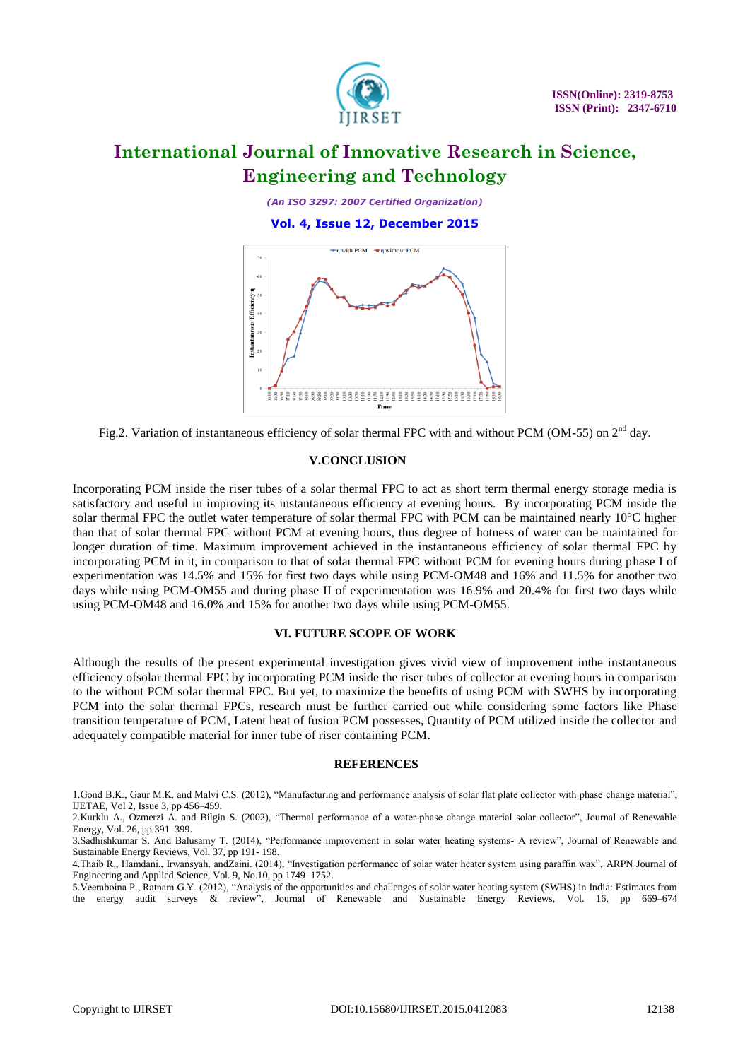η with PCM  η without PCM

Instantaneous Efficiency η

70
60
50
40
30
20
10
0

06:10 06:30 06:50 07:10 07:30 07:50 08:10 08:30 08:50 09:10 09:30 09:50 10:10 10:30 10:50 11:10 11:30 11:50 12:10 12:30 12:50 13:10 13:30 13:50 14:10 14:30 14:50 15:10 15:30 15:50 16:10 16:30 16:50 17:10 17:30 17:50 18:10 18:30

Time

Fig.2. Variation of instantaneous efficiency of solar thermal FPC with and without PCM (OM-55) on 2nd day.

## V.CONCLUSION

Incorporating PCM inside the riser tubes of a solar thermal FPC to act as short term thermal energy storage media is satisfactory and useful in improving its instantaneous efficiency at evening hours. By incorporating PCM inside the solar thermal FPC the outlet water temperature of solar thermal FPC with PCM can be maintained nearly 10°C higher than that of solar thermal FPC without PCM at evening hours, thus degree of hotness of water can be maintained for longer duration of time. Maximum improvement achieved in the instantaneous efficiency of solar thermal FPC by incorporating PCM in it, in comparison to that of solar thermal FPC without PCM for evening hours during phase I of experimentation was 14.5% and 15% for first two days while using PCM-OM48 and 16% and 11.5% for another two days while using PCM-OM55 and during phase II of experimentation was 16.9% and 20.4% for first two days while using PCM-OM48 and 16.0% and 15% for another two days while using PCM-OM55.

## VI. FUTURE SCOPE OF WORK

Although the results of the present experimental investigation gives vivid view of improvement inthe instantaneous efficiency ofsolar thermal FPC by incorporating PCM inside the riser tubes of collector at evening hours in comparison to the without PCM solar thermal FPC. But yet, to maximize the benefits of using PCM with SWHS by incorporating PCM into the solar thermal FPCs, research must be further carried out while considering some factors like Phase transition temperature of PCM, Latent heat of fusion PCM possesses, Quantity of PCM utilized inside the collector and adequately compatible material for inner tube of riser containing PCM.

## REFERENCES

1.Gond B.K., Gaur M.K. and Malvi C.S. (2012), "Manufacturing and performance analysis of solar flat plate collector with phase change material", IJETAE, Vol 2, Issue 3, pp 456–459.

2.Kurklu A., Ozmerzi A. and Bilgin S. (2002), "Thermal performance of a water-phase change material solar collector", Journal of Renewable Energy, Vol. 26, pp 391–399.

3.Sadhishkumar S. And Balusamy T. (2014), "Performance improvement in solar water heating systems- A review", Journal of Renewable and Sustainable Energy Reviews, Vol. 37, pp 191- 198.

4.Thaib R., Hamdani., Irwansyah. andZaini. (2014), "Investigation performance of solar water heater system using paraffin wax", ARPN Journal of Engineering and Applied Science, Vol. 9, No.10, pp 1749–1752.

5.Veeraboina P., Ratnam G.Y. (2012), "Analysis of the opportunities and challenges of solar water heating system (SWHS) in India: Estimates from the energy audit surveys & review", Journal of Renewable and Sustainable Energy Reviews, Vol. 16, pp 669–674